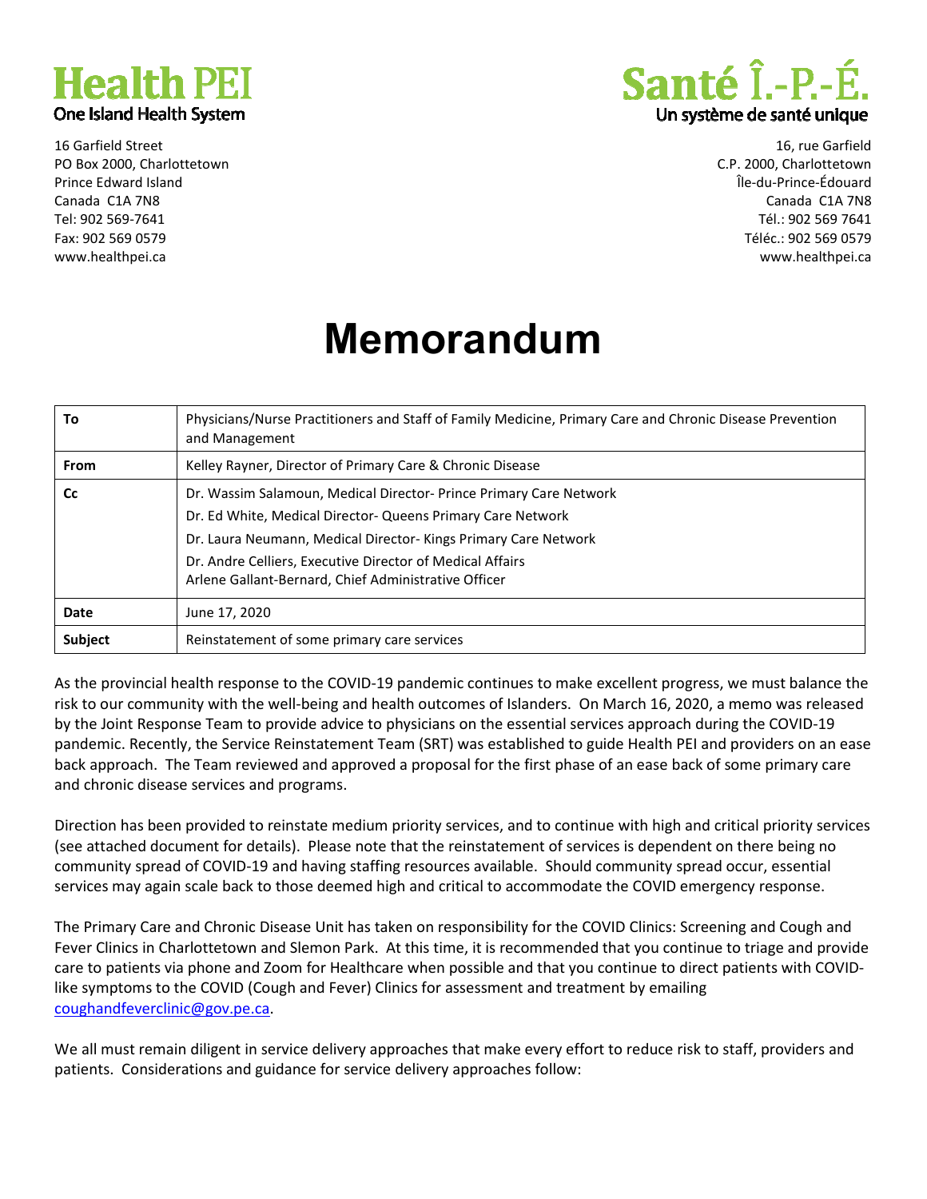**Health PEI**
One Island Health System

16 Garfield Street
PO Box 2000, Charlottetown
Prince Edward Island
Canada C1A 7N8
Tel: 902 569-7641
Fax: 902 569 0579
www.healthpei.ca

**Santé Î.-P.-É.**
Un système de santé unique

16, rue Garfield
C.P. 2000, Charlottetown
Île-du-Prince-Édouard
Canada C1A 7N8
Tél.: 902 569 7641
Téléc.: 902 569 0579
www.healthpei.ca

# Memorandum

| | |
|---|---|
| **To** | Physicians/Nurse Practitioners and Staff of Family Medicine, Primary Care and Chronic Disease Prevention and Management |
| **From** | Kelley Rayner, Director of Primary Care & Chronic Disease |
| **Cc** | Dr. Wassim Salamoun, Medical Director- Prince Primary Care Network<br>Dr. Ed White, Medical Director- Queens Primary Care Network<br>Dr. Laura Neumann, Medical Director- Kings Primary Care Network<br>Dr. Andre Celliers, Executive Director of Medical Affairs<br>Arlene Gallant-Bernard, Chief Administrative Officer |
| **Date** | June 17, 2020 |
| **Subject** | Reinstatement of some primary care services |

As the provincial health response to the COVID-19 pandemic continues to make excellent progress, we must balance the risk to our community with the well-being and health outcomes of Islanders. On March 16, 2020, a memo was released by the Joint Response Team to provide advice to physicians on the essential services approach during the COVID-19 pandemic. Recently, the Service Reinstatement Team (SRT) was established to guide Health PEI and providers on an ease back approach. The Team reviewed and approved a proposal for the first phase of an ease back of some primary care and chronic disease services and programs.

Direction has been provided to reinstate medium priority services, and to continue with high and critical priority services (see attached document for details). Please note that the reinstatement of services is dependent on there being no community spread of COVID-19 and having staffing resources available. Should community spread occur, essential services may again scale back to those deemed high and critical to accommodate the COVID emergency response.

The Primary Care and Chronic Disease Unit has taken on responsibility for the COVID Clinics: Screening and Cough and Fever Clinics in Charlottetown and Slemon Park. At this time, it is recommended that you continue to triage and provide care to patients via phone and Zoom for Healthcare when possible and that you continue to direct patients with COVID-like symptoms to the COVID (Cough and Fever) Clinics for assessment and treatment by emailing coughandfeverclinic@gov.pe.ca.

We all must remain diligent in service delivery approaches that make every effort to reduce risk to staff, providers and patients. Considerations and guidance for service delivery approaches follow: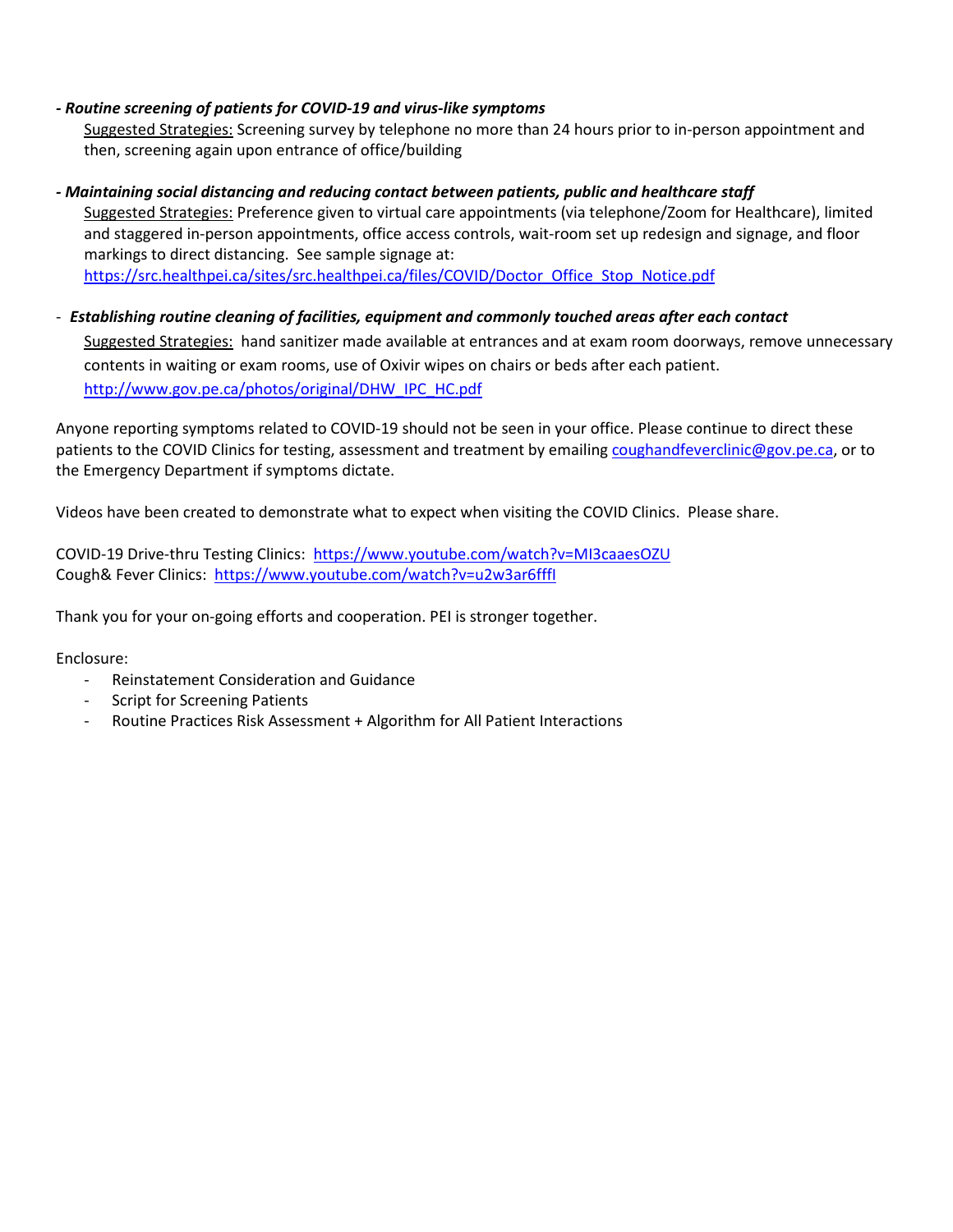- ***Routine screening of patients for COVID-19 and virus-like symptoms***

  Suggested Strategies: Screening survey by telephone no more than 24 hours prior to in-person appointment and then, screening again upon entrance of office/building

- ***Maintaining social distancing and reducing contact between patients, public and healthcare staff***

  Suggested Strategies: Preference given to virtual care appointments (via telephone/Zoom for Healthcare), limited and staggered in-person appointments, office access controls, wait-room set up redesign and signage, and floor markings to direct distancing. See sample signage at: https://src.healthpei.ca/sites/src.healthpei.ca/files/COVID/Doctor_Office_Stop_Notice.pdf

- ***Establishing routine cleaning of facilities, equipment and commonly touched areas after each contact***

  Suggested Strategies: hand sanitizer made available at entrances and at exam room doorways, remove unnecessary contents in waiting or exam rooms, use of Oxivir wipes on chairs or beds after each patient. http://www.gov.pe.ca/photos/original/DHW_IPC_HC.pdf

Anyone reporting symptoms related to COVID-19 should not be seen in your office. Please continue to direct these patients to the COVID Clinics for testing, assessment and treatment by emailing coughandfeverclinic@gov.pe.ca, or to the Emergency Department if symptoms dictate.

Videos have been created to demonstrate what to expect when visiting the COVID Clinics. Please share.

COVID-19 Drive-thru Testing Clinics: https://www.youtube.com/watch?v=MI3caaesOZU
Cough& Fever Clinics: https://www.youtube.com/watch?v=u2w3ar6fffI

Thank you for your on-going efforts and cooperation. PEI is stronger together.

Enclosure:

- Reinstatement Consideration and Guidance
- Script for Screening Patients
- Routine Practices Risk Assessment + Algorithm for All Patient Interactions